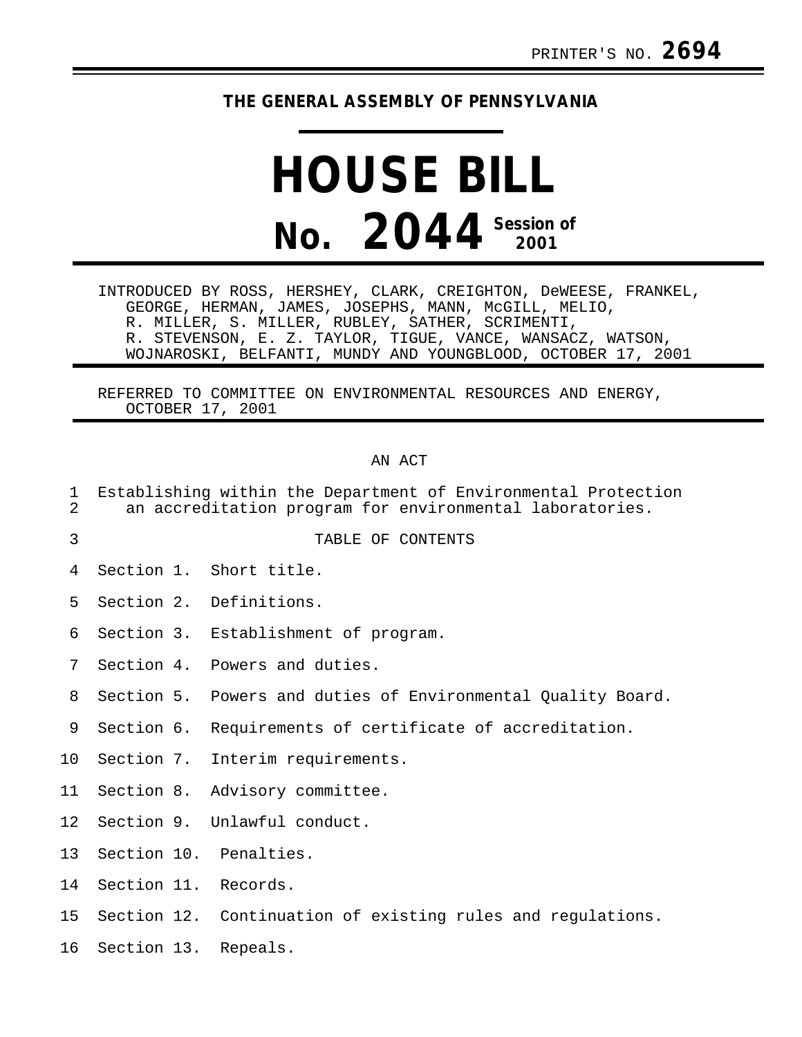PRINTER'S NO. **2694**

**THE GENERAL ASSEMBLY OF PENNSYLVANIA**

# HOUSE BILL

# No. 2044 Session of 2001

INTRODUCED BY ROSS, HERSHEY, CLARK, CREIGHTON, DeWEESE, FRANKEL, GEORGE, HERMAN, JAMES, JOSEPHS, MANN, McGILL, MELIO, R. MILLER, S. MILLER, RUBLEY, SATHER, SCRIMENTI, R. STEVENSON, E. Z. TAYLOR, TIGUE, VANCE, WANSACZ, WATSON, WOJNAROSKI, BELFANTI, MUNDY AND YOUNGBLOOD, OCTOBER 17, 2001

REFERRED TO COMMITTEE ON ENVIRONMENTAL RESOURCES AND ENERGY, OCTOBER 17, 2001

AN ACT

Establishing within the Department of Environmental Protection an accreditation program for environmental laboratories.

TABLE OF CONTENTS

Section 1. Short title.

Section 2. Definitions.

Section 3. Establishment of program.

Section 4. Powers and duties.

Section 5. Powers and duties of Environmental Quality Board.

Section 6. Requirements of certificate of accreditation.

Section 7. Interim requirements.

Section 8. Advisory committee.

Section 9. Unlawful conduct.

Section 10. Penalties.

Section 11. Records.

Section 12. Continuation of existing rules and regulations.

Section 13. Repeals.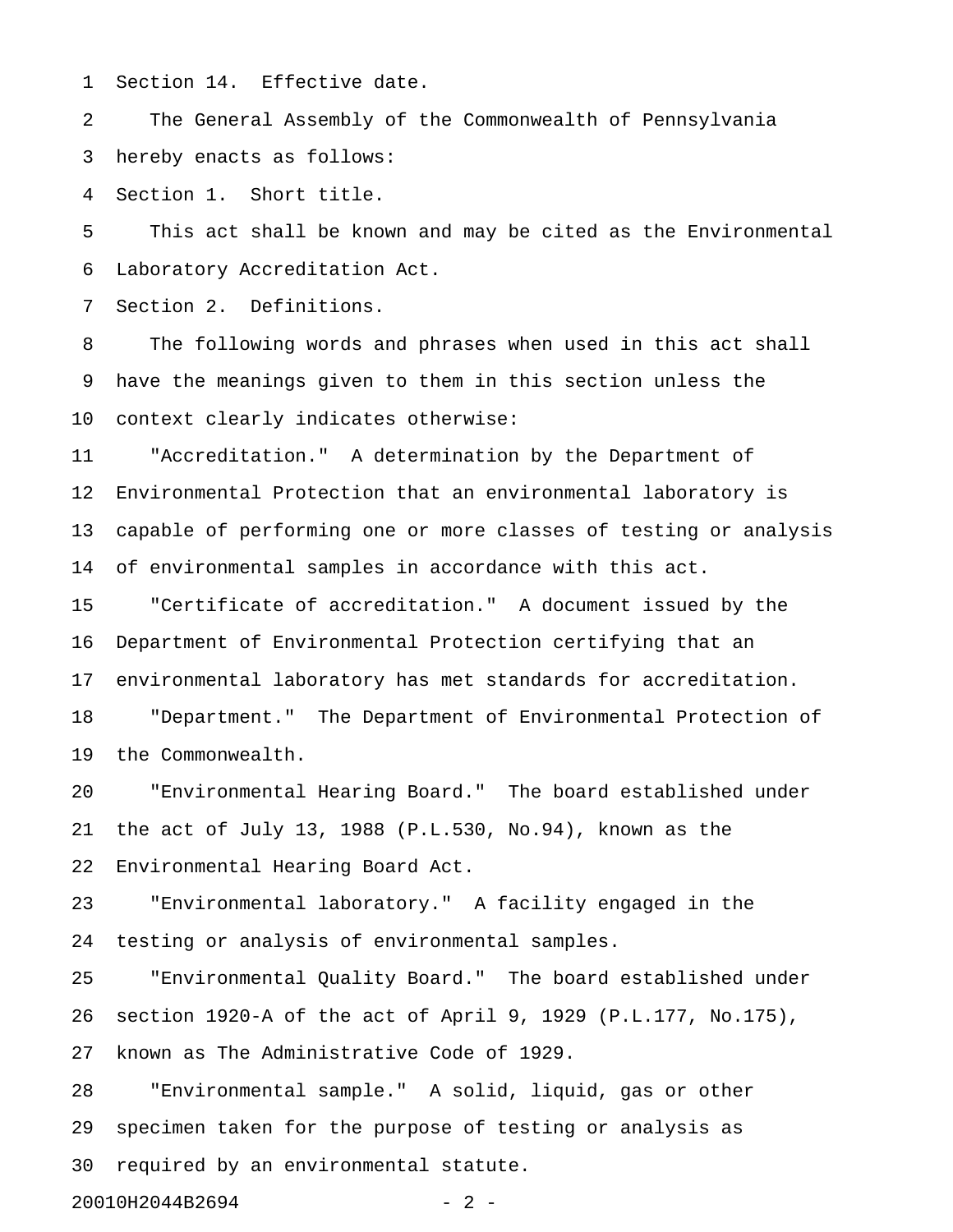Section 14. Effective date.

The General Assembly of the Commonwealth of Pennsylvania hereby enacts as follows:

Section 1. Short title.

This act shall be known and may be cited as the Environmental Laboratory Accreditation Act.

Section 2. Definitions.

The following words and phrases when used in this act shall have the meanings given to them in this section unless the context clearly indicates otherwise:

"Accreditation." A determination by the Department of Environmental Protection that an environmental laboratory is capable of performing one or more classes of testing or analysis of environmental samples in accordance with this act.

"Certificate of accreditation." A document issued by the Department of Environmental Protection certifying that an environmental laboratory has met standards for accreditation.

"Department." The Department of Environmental Protection of the Commonwealth.

"Environmental Hearing Board." The board established under the act of July 13, 1988 (P.L.530, No.94), known as the Environmental Hearing Board Act.

"Environmental laboratory." A facility engaged in the testing or analysis of environmental samples.

"Environmental Quality Board." The board established under section 1920-A of the act of April 9, 1929 (P.L.177, No.175), known as The Administrative Code of 1929.

"Environmental sample." A solid, liquid, gas or other specimen taken for the purpose of testing or analysis as required by an environmental statute.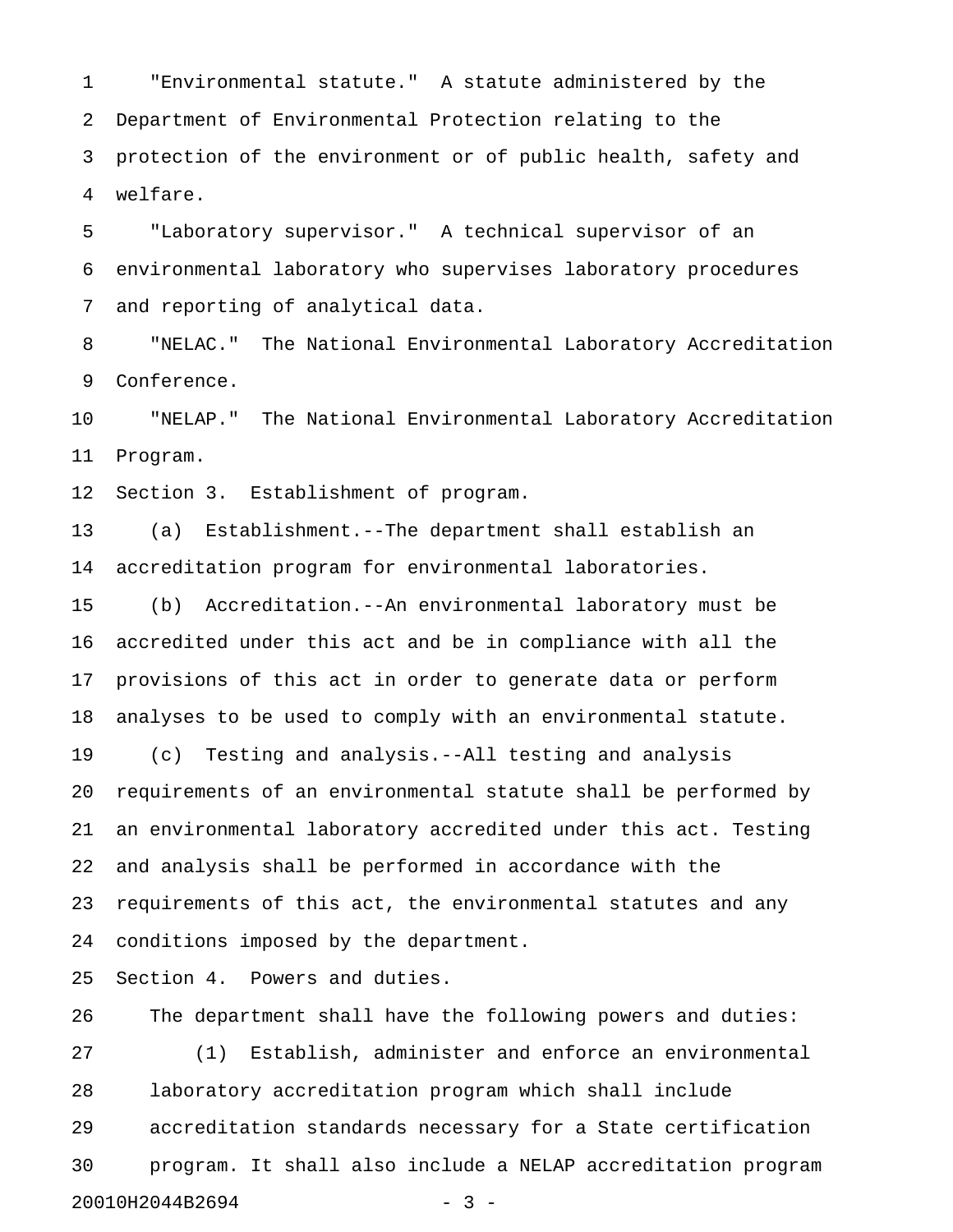"Environmental statute." A statute administered by the Department of Environmental Protection relating to the protection of the environment or of public health, safety and welfare.

"Laboratory supervisor." A technical supervisor of an environmental laboratory who supervises laboratory procedures and reporting of analytical data.

"NELAC." The National Environmental Laboratory Accreditation Conference.

"NELAP." The National Environmental Laboratory Accreditation Program.

Section 3. Establishment of program.

(a) Establishment.--The department shall establish an accreditation program for environmental laboratories.

(b) Accreditation.--An environmental laboratory must be accredited under this act and be in compliance with all the provisions of this act in order to generate data or perform analyses to be used to comply with an environmental statute.

(c) Testing and analysis.--All testing and analysis requirements of an environmental statute shall be performed by an environmental laboratory accredited under this act. Testing and analysis shall be performed in accordance with the requirements of this act, the environmental statutes and any conditions imposed by the department.

Section 4. Powers and duties.

The department shall have the following powers and duties:

(1) Establish, administer and enforce an environmental laboratory accreditation program which shall include accreditation standards necessary for a State certification program. It shall also include a NELAP accreditation program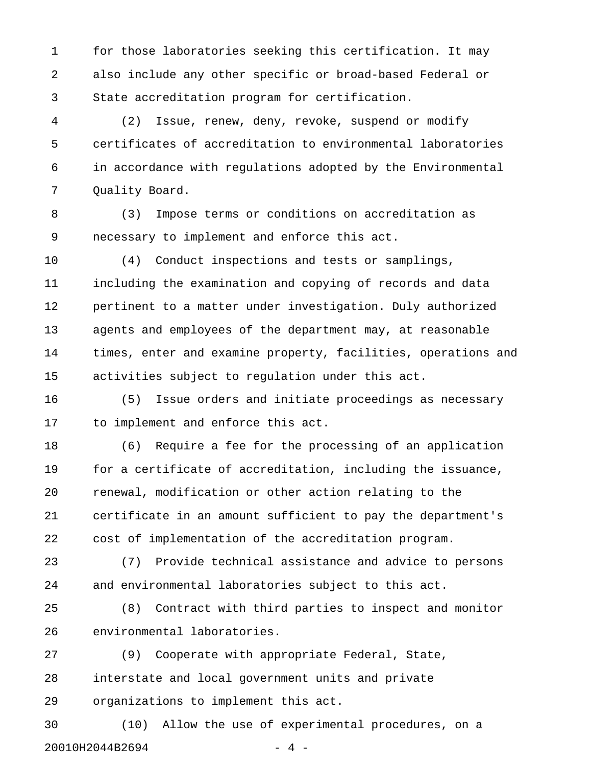for those laboratories seeking this certification. It may also include any other specific or broad-based Federal or State accreditation program for certification.

(2) Issue, renew, deny, revoke, suspend or modify certificates of accreditation to environmental laboratories in accordance with regulations adopted by the Environmental Quality Board.

(3) Impose terms or conditions on accreditation as necessary to implement and enforce this act.

(4) Conduct inspections and tests or samplings, including the examination and copying of records and data pertinent to a matter under investigation. Duly authorized agents and employees of the department may, at reasonable times, enter and examine property, facilities, operations and activities subject to regulation under this act.

(5) Issue orders and initiate proceedings as necessary to implement and enforce this act.

(6) Require a fee for the processing of an application for a certificate of accreditation, including the issuance, renewal, modification or other action relating to the certificate in an amount sufficient to pay the department's cost of implementation of the accreditation program.

(7) Provide technical assistance and advice to persons and environmental laboratories subject to this act.

(8) Contract with third parties to inspect and monitor environmental laboratories.

(9) Cooperate with appropriate Federal, State, interstate and local government units and private organizations to implement this act.

(10) Allow the use of experimental procedures, on a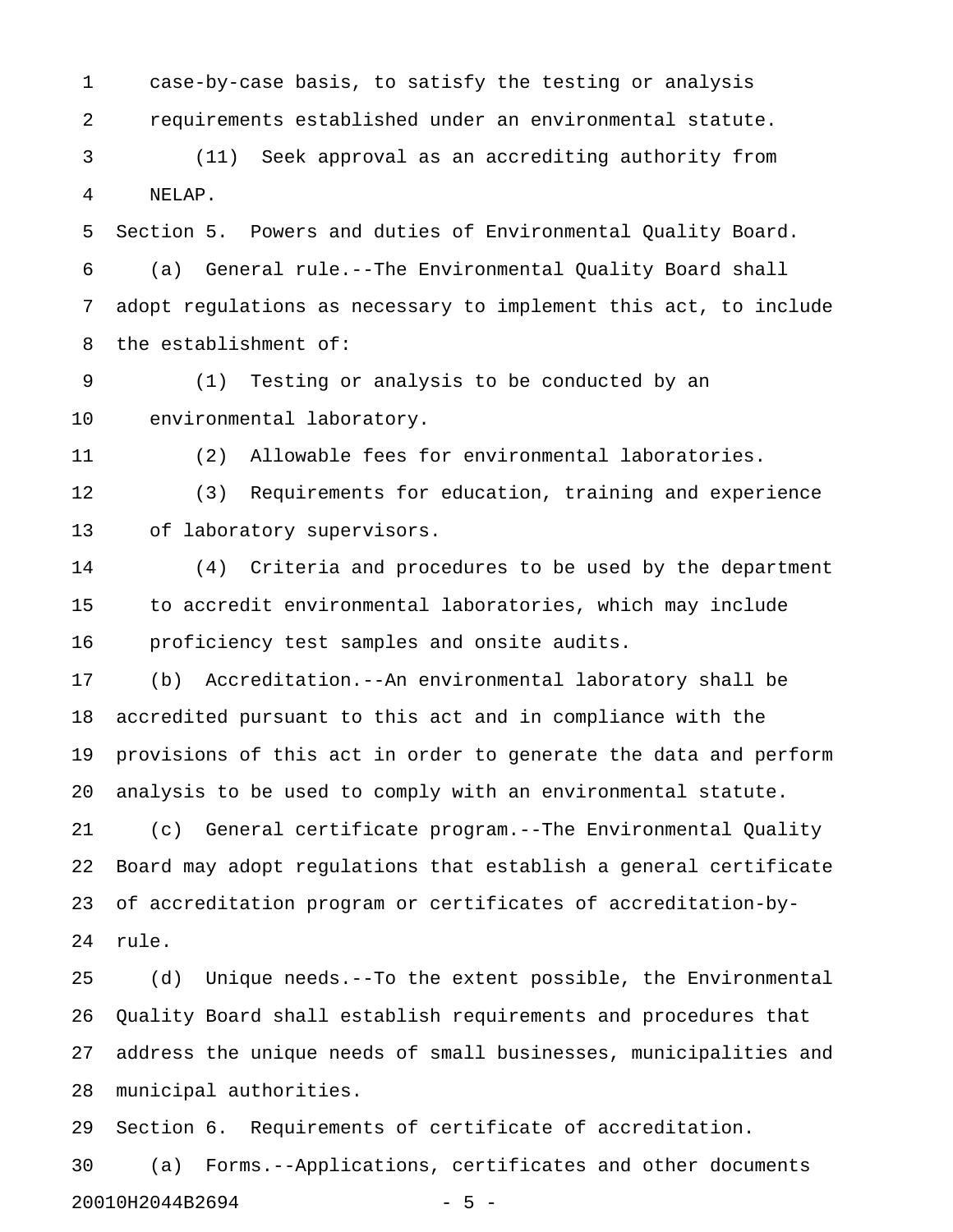case-by-case basis, to satisfy the testing or analysis requirements established under an environmental statute.

(11) Seek approval as an accrediting authority from NELAP.

Section 5. Powers and duties of Environmental Quality Board.

(a) General rule.--The Environmental Quality Board shall adopt regulations as necessary to implement this act, to include the establishment of:

(1) Testing or analysis to be conducted by an environmental laboratory.

(2) Allowable fees for environmental laboratories.

(3) Requirements for education, training and experience of laboratory supervisors.

(4) Criteria and procedures to be used by the department to accredit environmental laboratories, which may include proficiency test samples and onsite audits.

(b) Accreditation.--An environmental laboratory shall be accredited pursuant to this act and in compliance with the provisions of this act in order to generate the data and perform analysis to be used to comply with an environmental statute.

(c) General certificate program.--The Environmental Quality Board may adopt regulations that establish a general certificate of accreditation program or certificates of accreditation-by-rule.

(d) Unique needs.--To the extent possible, the Environmental Quality Board shall establish requirements and procedures that address the unique needs of small businesses, municipalities and municipal authorities.

Section 6. Requirements of certificate of accreditation.

(a) Forms.--Applications, certificates and other documents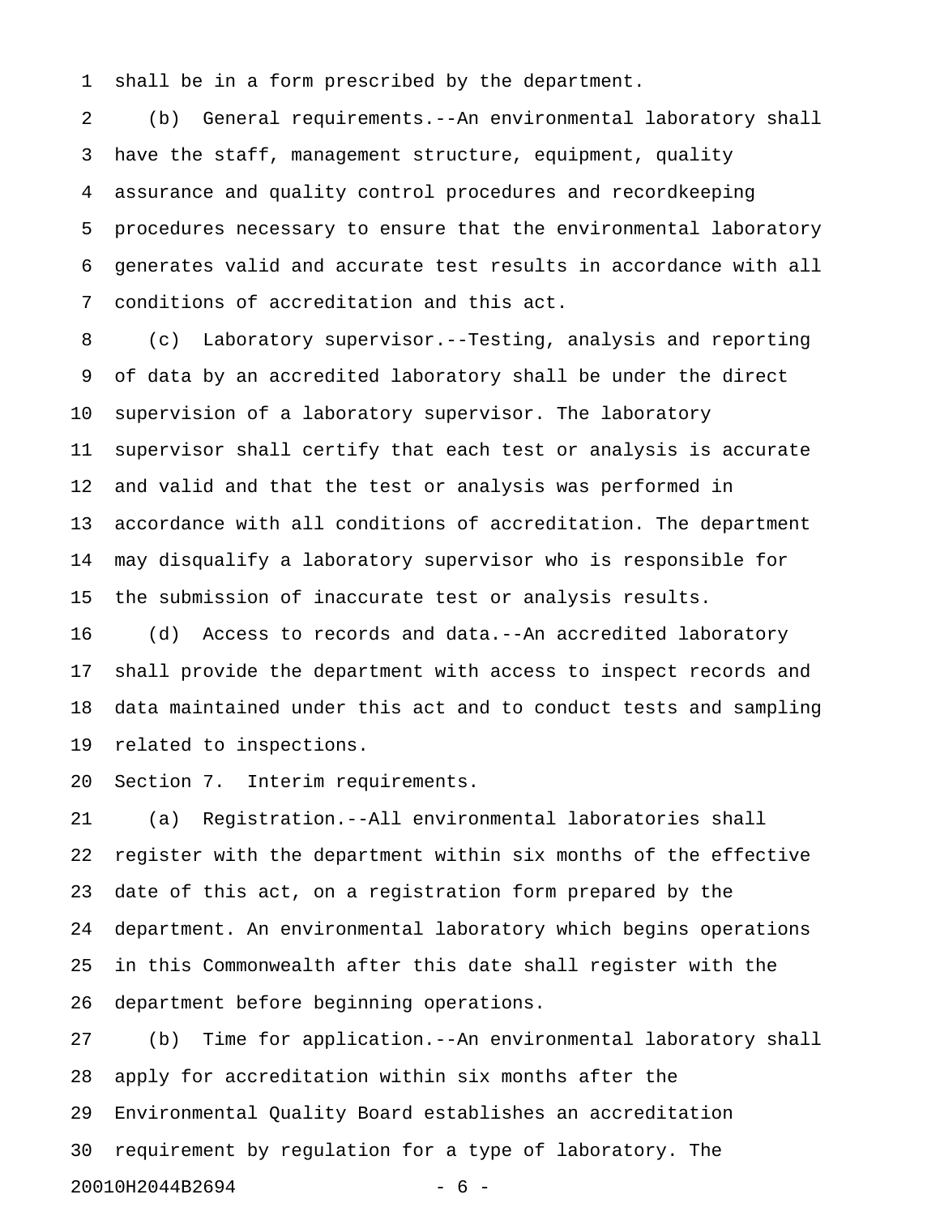shall be in a form prescribed by the department.

(b) General requirements.--An environmental laboratory shall have the staff, management structure, equipment, quality assurance and quality control procedures and recordkeeping procedures necessary to ensure that the environmental laboratory generates valid and accurate test results in accordance with all conditions of accreditation and this act.

(c) Laboratory supervisor.--Testing, analysis and reporting of data by an accredited laboratory shall be under the direct supervision of a laboratory supervisor. The laboratory supervisor shall certify that each test or analysis is accurate and valid and that the test or analysis was performed in accordance with all conditions of accreditation. The department may disqualify a laboratory supervisor who is responsible for the submission of inaccurate test or analysis results.

(d) Access to records and data.--An accredited laboratory shall provide the department with access to inspect records and data maintained under this act and to conduct tests and sampling related to inspections.

Section 7. Interim requirements.

(a) Registration.--All environmental laboratories shall register with the department within six months of the effective date of this act, on a registration form prepared by the department. An environmental laboratory which begins operations in this Commonwealth after this date shall register with the department before beginning operations.

(b) Time for application.--An environmental laboratory shall apply for accreditation within six months after the Environmental Quality Board establishes an accreditation requirement by regulation for a type of laboratory. The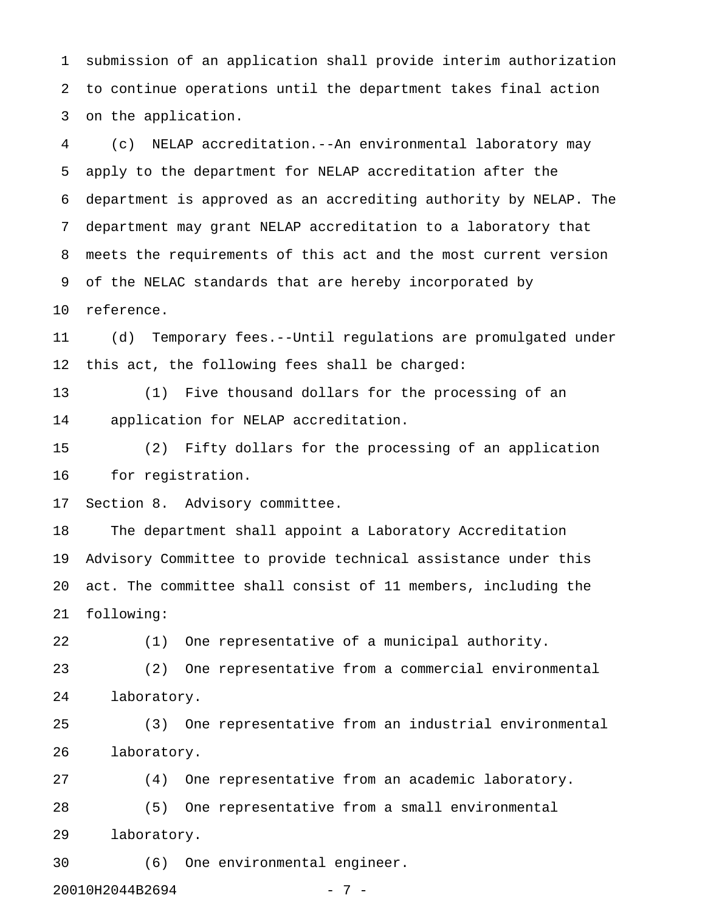submission of an application shall provide interim authorization to continue operations until the department takes final action on the application.

(c) NELAP accreditation.--An environmental laboratory may apply to the department for NELAP accreditation after the department is approved as an accrediting authority by NELAP. The department may grant NELAP accreditation to a laboratory that meets the requirements of this act and the most current version of the NELAC standards that are hereby incorporated by reference.

(d) Temporary fees.--Until regulations are promulgated under this act, the following fees shall be charged:

(1) Five thousand dollars for the processing of an application for NELAP accreditation.

(2) Fifty dollars for the processing of an application for registration.

Section 8. Advisory committee.

The department shall appoint a Laboratory Accreditation Advisory Committee to provide technical assistance under this act. The committee shall consist of 11 members, including the following:

(1) One representative of a municipal authority.

(2) One representative from a commercial environmental laboratory.

(3) One representative from an industrial environmental laboratory.

(4) One representative from an academic laboratory.

(5) One representative from a small environmental laboratory.

(6) One environmental engineer.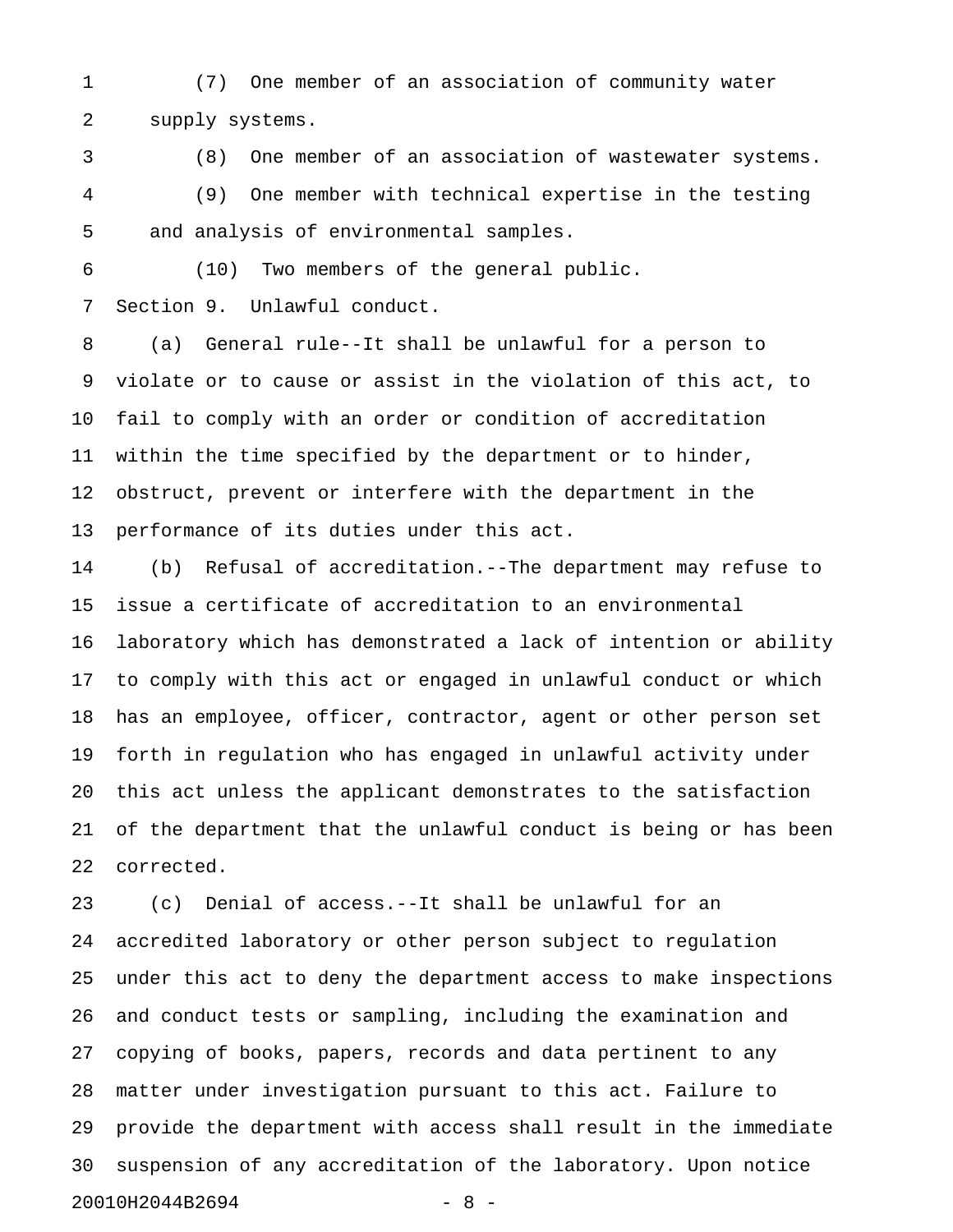(7) One member of an association of community water supply systems.

(8) One member of an association of wastewater systems.

(9) One member with technical expertise in the testing and analysis of environmental samples.

(10) Two members of the general public.

Section 9. Unlawful conduct.

(a) General rule--It shall be unlawful for a person to violate or to cause or assist in the violation of this act, to fail to comply with an order or condition of accreditation within the time specified by the department or to hinder, obstruct, prevent or interfere with the department in the performance of its duties under this act.

(b) Refusal of accreditation.--The department may refuse to issue a certificate of accreditation to an environmental laboratory which has demonstrated a lack of intention or ability to comply with this act or engaged in unlawful conduct or which has an employee, officer, contractor, agent or other person set forth in regulation who has engaged in unlawful activity under this act unless the applicant demonstrates to the satisfaction of the department that the unlawful conduct is being or has been corrected.

(c) Denial of access.--It shall be unlawful for an accredited laboratory or other person subject to regulation under this act to deny the department access to make inspections and conduct tests or sampling, including the examination and copying of books, papers, records and data pertinent to any matter under investigation pursuant to this act. Failure to provide the department with access shall result in the immediate suspension of any accreditation of the laboratory. Upon notice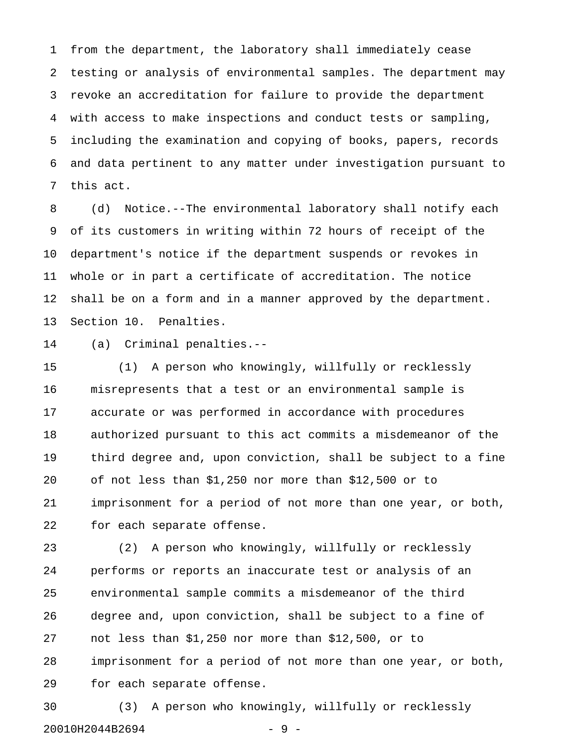from the department, the laboratory shall immediately cease testing or analysis of environmental samples. The department may revoke an accreditation for failure to provide the department with access to make inspections and conduct tests or sampling, including the examination and copying of books, papers, records and data pertinent to any matter under investigation pursuant to this act.

(d) Notice.--The environmental laboratory shall notify each of its customers in writing within 72 hours of receipt of the department's notice if the department suspends or revokes in whole or in part a certificate of accreditation. The notice shall be on a form and in a manner approved by the department.

Section 10. Penalties.

(a) Criminal penalties.--

(1) A person who knowingly, willfully or recklessly misrepresents that a test or an environmental sample is accurate or was performed in accordance with procedures authorized pursuant to this act commits a misdemeanor of the third degree and, upon conviction, shall be subject to a fine of not less than $1,250 nor more than $12,500 or to imprisonment for a period of not more than one year, or both, for each separate offense.

(2) A person who knowingly, willfully or recklessly performs or reports an inaccurate test or analysis of an environmental sample commits a misdemeanor of the third degree and, upon conviction, shall be subject to a fine of not less than $1,250 nor more than $12,500, or to imprisonment for a period of not more than one year, or both, for each separate offense.

(3) A person who knowingly, willfully or recklessly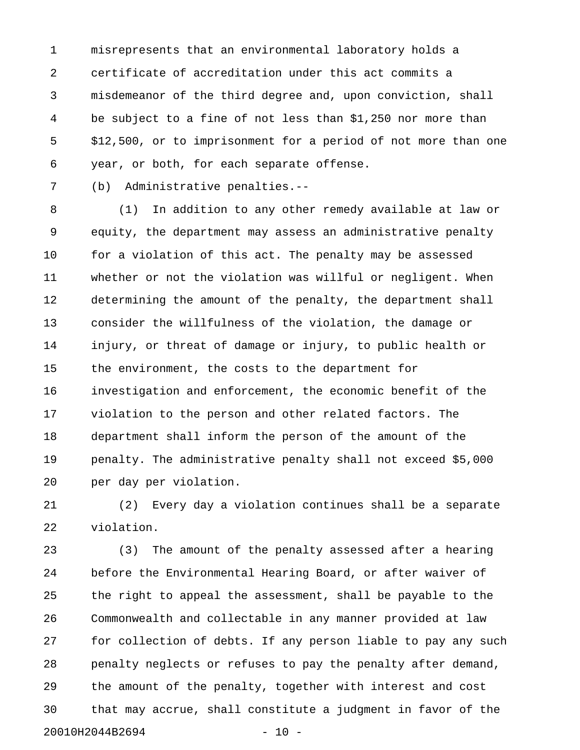misrepresents that an environmental laboratory holds a certificate of accreditation under this act commits a misdemeanor of the third degree and, upon conviction, shall be subject to a fine of not less than $1,250 nor more than $12,500, or to imprisonment for a period of not more than one year, or both, for each separate offense.

(b) Administrative penalties.--

(1) In addition to any other remedy available at law or equity, the department may assess an administrative penalty for a violation of this act. The penalty may be assessed whether or not the violation was willful or negligent. When determining the amount of the penalty, the department shall consider the willfulness of the violation, the damage or injury, or threat of damage or injury, to public health or the environment, the costs to the department for investigation and enforcement, the economic benefit of the violation to the person and other related factors. The department shall inform the person of the amount of the penalty. The administrative penalty shall not exceed $5,000 per day per violation.

(2) Every day a violation continues shall be a separate violation.

(3) The amount of the penalty assessed after a hearing before the Environmental Hearing Board, or after waiver of the right to appeal the assessment, shall be payable to the Commonwealth and collectable in any manner provided at law for collection of debts. If any person liable to pay any such penalty neglects or refuses to pay the penalty after demand, the amount of the penalty, together with interest and cost that may accrue, shall constitute a judgment in favor of the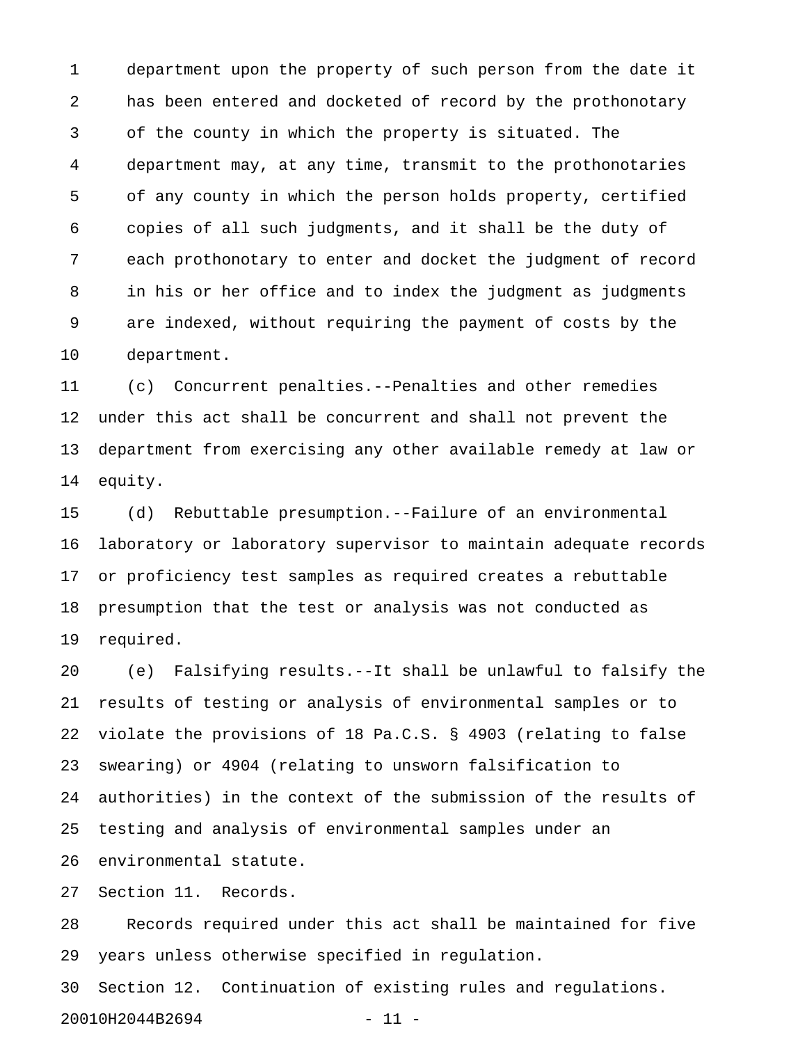department upon the property of such person from the date it has been entered and docketed of record by the prothonotary of the county in which the property is situated. The department may, at any time, transmit to the prothonotaries of any county in which the person holds property, certified copies of all such judgments, and it shall be the duty of each prothonotary to enter and docket the judgment of record in his or her office and to index the judgment as judgments are indexed, without requiring the payment of costs by the department.

(c) Concurrent penalties.--Penalties and other remedies under this act shall be concurrent and shall not prevent the department from exercising any other available remedy at law or equity.

(d) Rebuttable presumption.--Failure of an environmental laboratory or laboratory supervisor to maintain adequate records or proficiency test samples as required creates a rebuttable presumption that the test or analysis was not conducted as required.

(e) Falsifying results.--It shall be unlawful to falsify the results of testing or analysis of environmental samples or to violate the provisions of 18 Pa.C.S. § 4903 (relating to false swearing) or 4904 (relating to unsworn falsification to authorities) in the context of the submission of the results of testing and analysis of environmental samples under an environmental statute.

Section 11. Records.

Records required under this act shall be maintained for five years unless otherwise specified in regulation.

Section 12. Continuation of existing rules and regulations.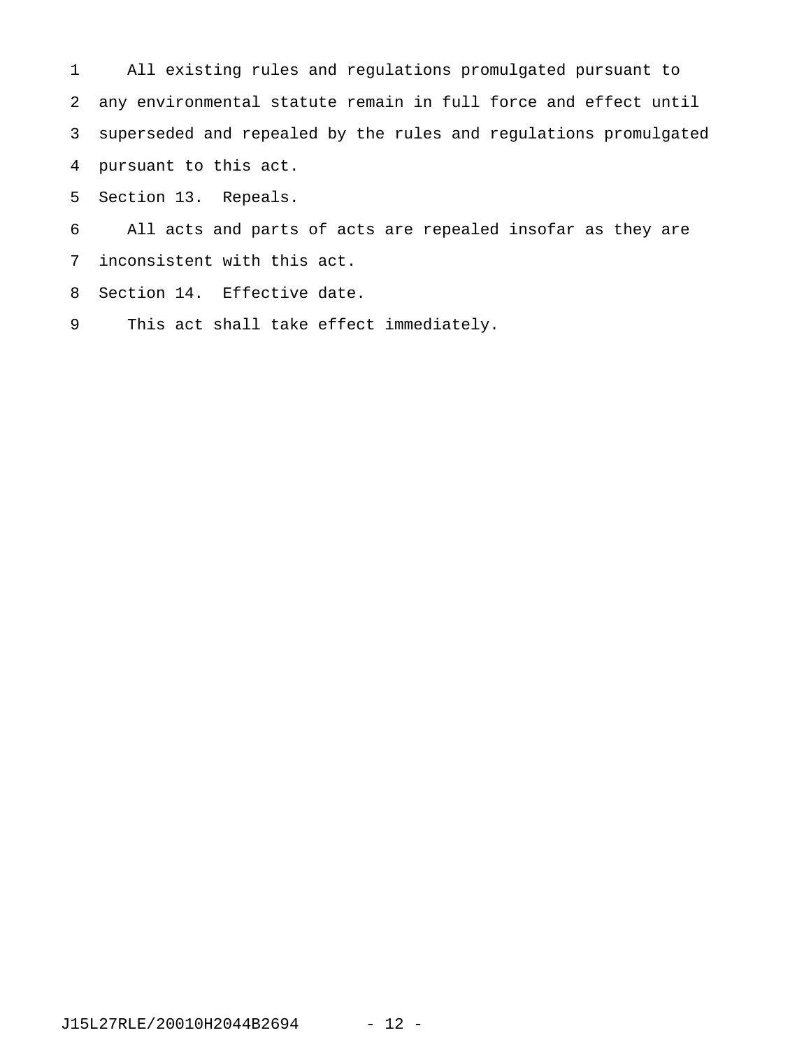All existing rules and regulations promulgated pursuant to any environmental statute remain in full force and effect until superseded and repealed by the rules and regulations promulgated pursuant to this act.

Section 13. Repeals.

All acts and parts of acts are repealed insofar as they are inconsistent with this act.

Section 14. Effective date.

This act shall take effect immediately.